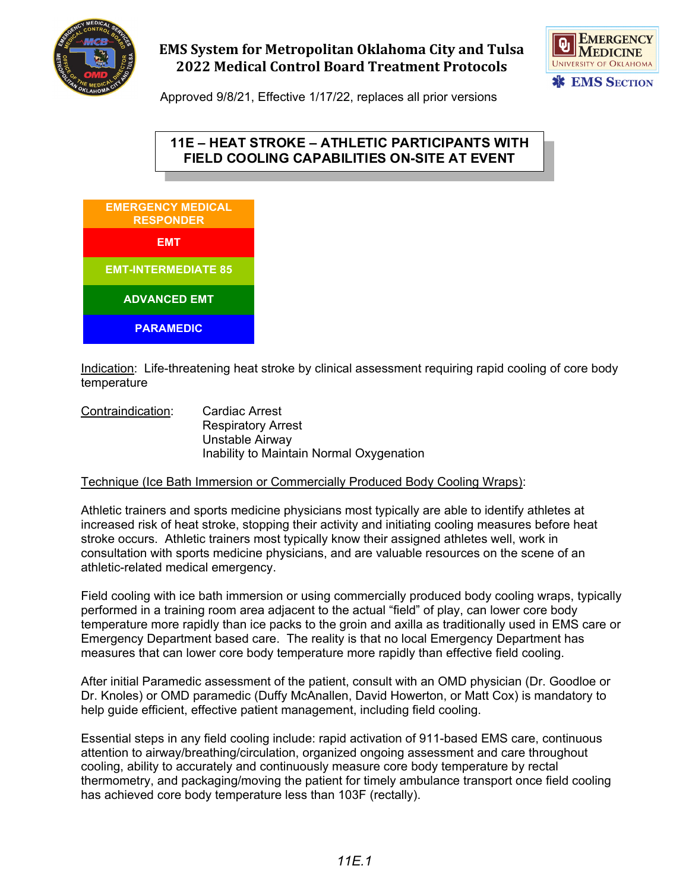EMS System for Metropolitan Oklahoma City and Tulsa
2022 Medical Control Board Treatment Protocols

Approved 9/8/21, Effective 1/17/22, replaces all prior versions

# 11E – HEAT STROKE – ATHLETIC PARTICIPANTS WITH FIELD COOLING CAPABILITIES ON-SITE AT EVENT

- EMERGENCY MEDICAL RESPONDER
- EMT
- EMT-INTERMEDIATE 85
- ADVANCED EMT
- PARAMEDIC

Indication: Life-threatening heat stroke by clinical assessment requiring rapid cooling of core body temperature

Contraindication:
- Cardiac Arrest
- Respiratory Arrest
- Unstable Airway
- Inability to Maintain Normal Oxygenation

Technique (Ice Bath Immersion or Commercially Produced Body Cooling Wraps):

Athletic trainers and sports medicine physicians most typically are able to identify athletes at increased risk of heat stroke, stopping their activity and initiating cooling measures before heat stroke occurs. Athletic trainers most typically know their assigned athletes well, work in consultation with sports medicine physicians, and are valuable resources on the scene of an athletic-related medical emergency.

Field cooling with ice bath immersion or using commercially produced body cooling wraps, typically performed in a training room area adjacent to the actual "field" of play, can lower core body temperature more rapidly than ice packs to the groin and axilla as traditionally used in EMS care or Emergency Department based care. The reality is that no local Emergency Department has measures that can lower core body temperature more rapidly than effective field cooling.

After initial Paramedic assessment of the patient, consult with an OMD physician (Dr. Goodloe or Dr. Knoles) or OMD paramedic (Duffy McAnallen, David Howerton, or Matt Cox) is mandatory to help guide efficient, effective patient management, including field cooling.

Essential steps in any field cooling include: rapid activation of 911-based EMS care, continuous attention to airway/breathing/circulation, organized ongoing assessment and care throughout cooling, ability to accurately and continuously measure core body temperature by rectal thermometry, and packaging/moving the patient for timely ambulance transport once field cooling has achieved core body temperature less than 103F (rectally).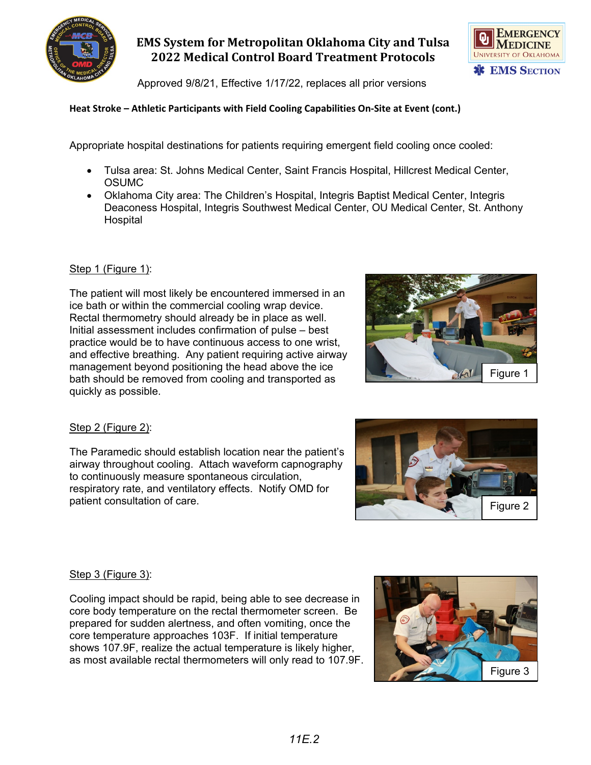### Heat Stroke – Athletic Participants with Field Cooling Capabilities On-Site at Event (cont.)

Appropriate hospital destinations for patients requiring emergent field cooling once cooled:

- Tulsa area: St. Johns Medical Center, Saint Francis Hospital, Hillcrest Medical Center, OSUMC
- Oklahoma City area: The Children's Hospital, Integris Baptist Medical Center, Integris Deaconess Hospital, Integris Southwest Medical Center, OU Medical Center, St. Anthony Hospital

Step 1 (Figure 1):

The patient will most likely be encountered immersed in an ice bath or within the commercial cooling wrap device. Rectal thermometry should already be in place as well. Initial assessment includes confirmation of pulse – best practice would be to have continuous access to one wrist, and effective breathing. Any patient requiring active airway management beyond positioning the head above the ice bath should be removed from cooling and transported as quickly as possible.

Figure 1

Step 2 (Figure 2):

The Paramedic should establish location near the patient's airway throughout cooling. Attach waveform capnography to continuously measure spontaneous circulation, respiratory rate, and ventilatory effects. Notify OMD for patient consultation of care.

Figure 2

Step 3 (Figure 3):

Cooling impact should be rapid, being able to see decrease in core body temperature on the rectal thermometer screen. Be prepared for sudden alertness, and often vomiting, once the core temperature approaches 103F. If initial temperature shows 107.9F, realize the actual temperature is likely higher, as most available rectal thermometers will only read to 107.9F.

Figure 3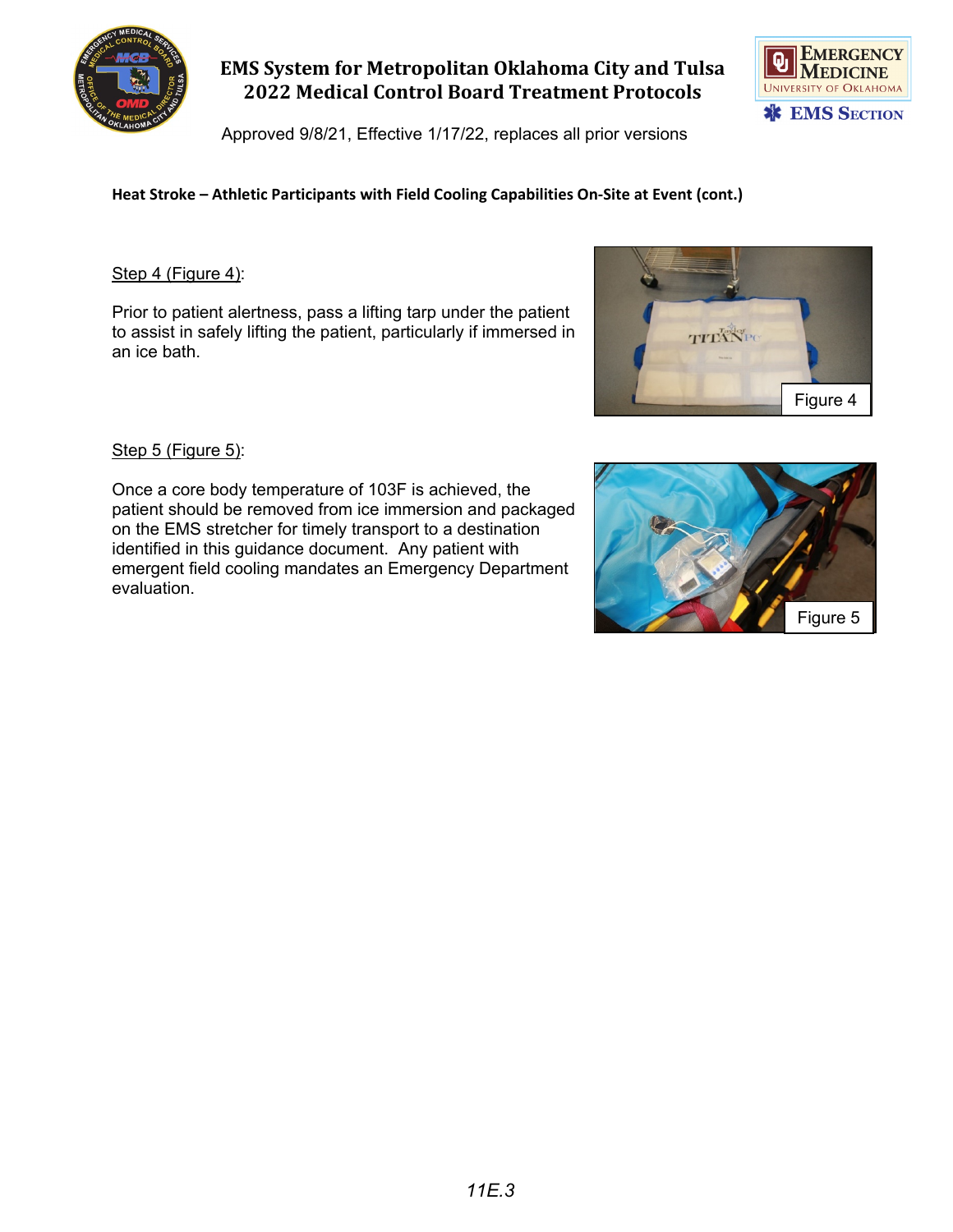**Heat Stroke – Athletic Participants with Field Cooling Capabilities On-Site at Event (cont.)**

Step 4 (Figure 4):

Prior to patient alertness, pass a lifting tarp under the patient to assist in safely lifting the patient, particularly if immersed in an ice bath.

Figure 4

Step 5 (Figure 5):

Once a core body temperature of 103F is achieved, the patient should be removed from ice immersion and packaged on the EMS stretcher for timely transport to a destination identified in this guidance document. Any patient with emergent field cooling mandates an Emergency Department evaluation.

Figure 5